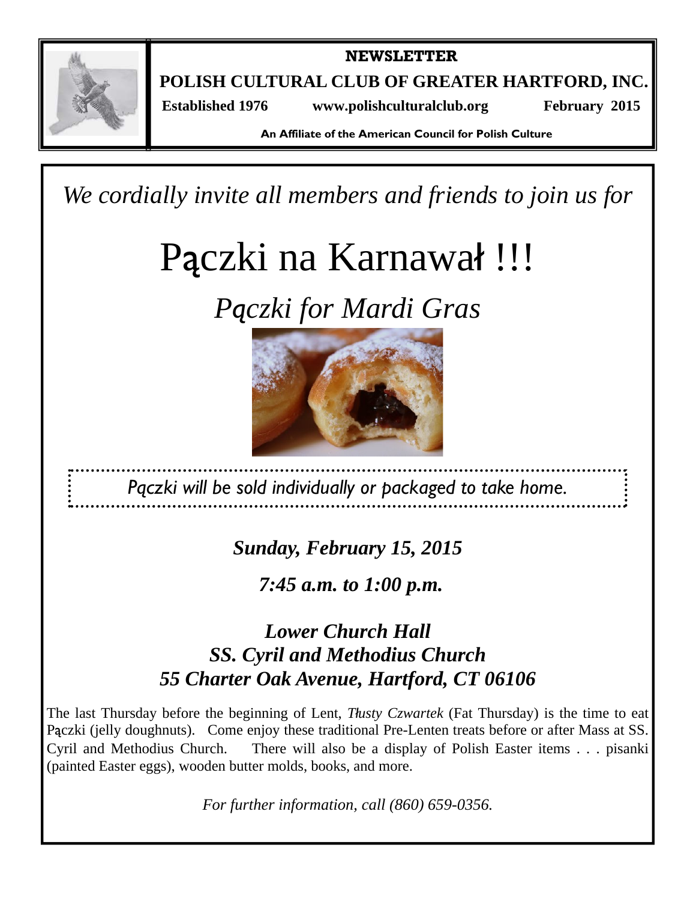**NEWSLETTER**

# POLISH CULTURAL CLUB OF GREATER HARTFORD, INC.

**Established 1976** **www.polishculturalclub.org** **February 2015**

**An Affiliate of the American Council for Polish Culture**

*We cordially invite all members and friends to join us for*

# Pączki na Karnawał !!!

## *Pączki for Mardi Gras*

*Pączki will be sold individually or packaged to take home.*

***Sunday, February 15, 2015***

***7:45 a.m. to 1:00 p.m.***

***Lower Church Hall***
***SS. Cyril and Methodius Church***
***55 Charter Oak Avenue, Hartford, CT 06106***

The last Thursday before the beginning of Lent, *Tłusty Czwartek* (Fat Thursday) is the time to eat Pączki (jelly doughnuts). Come enjoy these traditional Pre-Lenten treats before or after Mass at SS. Cyril and Methodius Church. There will also be a display of Polish Easter items . . . pisanki (painted Easter eggs), wooden butter molds, books, and more.

*For further information, call (860) 659-0356.*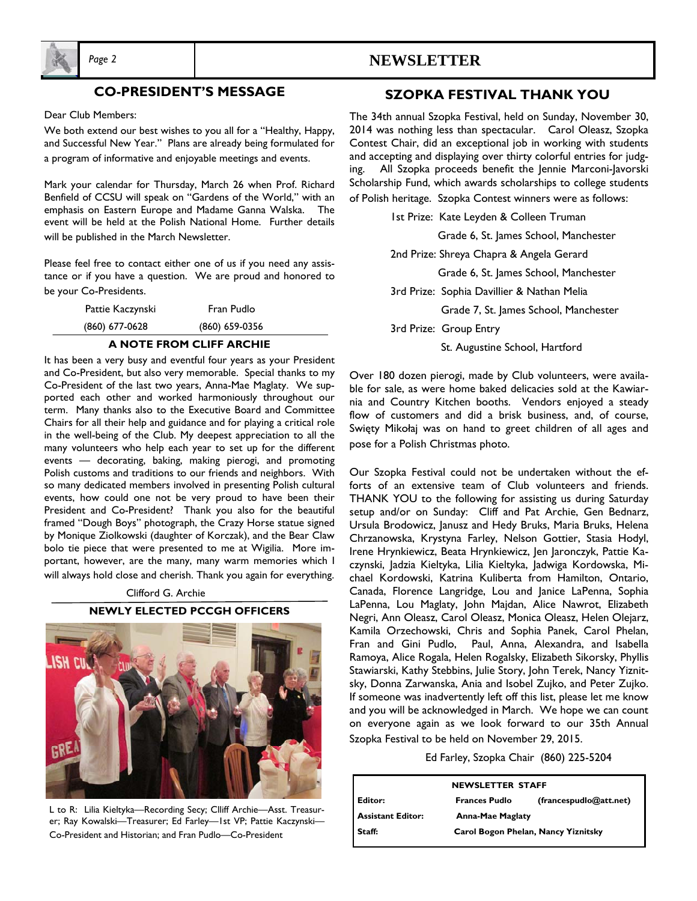## CO-PRESIDENT'S MESSAGE

Dear Club Members:

We both extend our best wishes to you all for a "Healthy, Happy, and Successful New Year." Plans are already being formulated for a program of informative and enjoyable meetings and events.

Mark your calendar for Thursday, March 26 when Prof. Richard Benfield of CCSU will speak on "Gardens of the World," with an emphasis on Eastern Europe and Madame Ganna Walska. The event will be held at the Polish National Home. Further details will be published in the March Newsletter.

Please feel free to contact either one of us if you need any assistance or if you have a question. We are proud and honored to be your Co-Presidents.

| Pattie Kaczynski | Fran Pudlo |
|---|---|
| (860) 677-0628 | (860) 659-0356 |

## A NOTE FROM CLIFF ARCHIE

It has been a very busy and eventful four years as your President and Co-President, but also very memorable. Special thanks to my Co-President of the last two years, Anna-Mae Maglaty. We supported each other and worked harmoniously throughout our term. Many thanks also to the Executive Board and Committee Chairs for all their help and guidance and for playing a critical role in the well-being of the Club. My deepest appreciation to all the many volunteers who help each year to set up for the different events — decorating, baking, making pierogi, and promoting Polish customs and traditions to our friends and neighbors. With so many dedicated members involved in presenting Polish cultural events, how could one not be very proud to have been their President and Co-President? Thank you also for the beautiful framed "Dough Boys" photograph, the Crazy Horse statue signed by Monique Ziolkowski (daughter of Korczak), and the Bear Claw bolo tie piece that were presented to me at Wigilia. More important, however, are the many, many warm memories which I will always hold close and cherish. Thank you again for everything.

Clifford G. Archie

## NEWLY ELECTED PCCGH OFFICERS

L to R: Lilia Kieltyka—Recording Secy; Clliff Archie—Asst. Treasurer; Ray Kowalski—Treasurer; Ed Farley—1st VP; Pattie Kaczynski—Co-President and Historian; and Fran Pudlo—Co-President

## SZOPKA FESTIVAL THANK YOU

The 34th annual Szopka Festival, held on Sunday, November 30, 2014 was nothing less than spectacular. Carol Oleasz, Szopka Contest Chair, did an exceptional job in working with students and accepting and displaying over thirty colorful entries for judging. All Szopka proceeds benefit the Jennie Marconi-Javorski Scholarship Fund, which awards scholarships to college students of Polish heritage. Szopka Contest winners were as follows:

1st Prize: Kate Leyden & Colleen Truman
Grade 6, St. James School, Manchester

2nd Prize: Shreya Chapra & Angela Gerard
Grade 6, St. James School, Manchester

3rd Prize: Sophia Davillier & Nathan Melia
Grade 7, St. James School, Manchester

3rd Prize: Group Entry
St. Augustine School, Hartford

Over 180 dozen pierogi, made by Club volunteers, were available for sale, as were home baked delicacies sold at the Kawiarnia and Country Kitchen booths. Vendors enjoyed a steady flow of customers and did a brisk business, and, of course, Swięty Mikołaj was on hand to greet children of all ages and pose for a Polish Christmas photo.

Our Szopka Festival could not be undertaken without the efforts of an extensive team of Club volunteers and friends. THANK YOU to the following for assisting us during Saturday setup and/or on Sunday: Cliff and Pat Archie, Gen Bednarz, Ursula Brodowicz, Janusz and Hedy Bruks, Maria Bruks, Helena Chrzanowska, Krystyna Farley, Nelson Gottier, Stasia Hodyl, Irene Hrynkiewicz, Beata Hrynkiewicz, Jen Jaronczyk, Pattie Kaczynski, Jadzia Kieltyka, Lilia Kieltyka, Jadwiga Kordowska, Michael Kordowski, Katrina Kuliberta from Hamilton, Ontario, Canada, Florence Langridge, Lou and Janice LaPenna, Sophia LaPenna, Lou Maglaty, John Majdan, Alice Nawrot, Elizabeth Negri, Ann Oleasz, Carol Oleasz, Monica Oleasz, Helen Olejarz, Kamila Orzechowski, Chris and Sophia Panek, Carol Phelan, Fran and Gini Pudlo, Paul, Anna, Alexandra, and Isabella Ramoya, Alice Rogala, Helen Rogalsky, Elizabeth Sikorsky, Phyllis Stawiarski, Kathy Stebbins, Julie Story, John Terek, Nancy Yiznitsky, Donna Zarwanska, Ania and Isobel Zujko, and Peter Zujko. If someone was inadvertently left off this list, please let me know and you will be acknowledged in March. We hope we can count on everyone again as we look forward to our 35th Annual Szopka Festival to be held on November 29, 2015.

Ed Farley, Szopka Chair (860) 225-5204

**NEWSLETTER STAFF**

| | | |
|---|---|---|
| **Editor:** | **Frances Pudlo** | **(francespudlo@att.net)** |
| **Assistant Editor:** | **Anna-Mae Maglaty** | |
| **Staff:** | **Carol Bogon Phelan, Nancy Yiznitsky** | |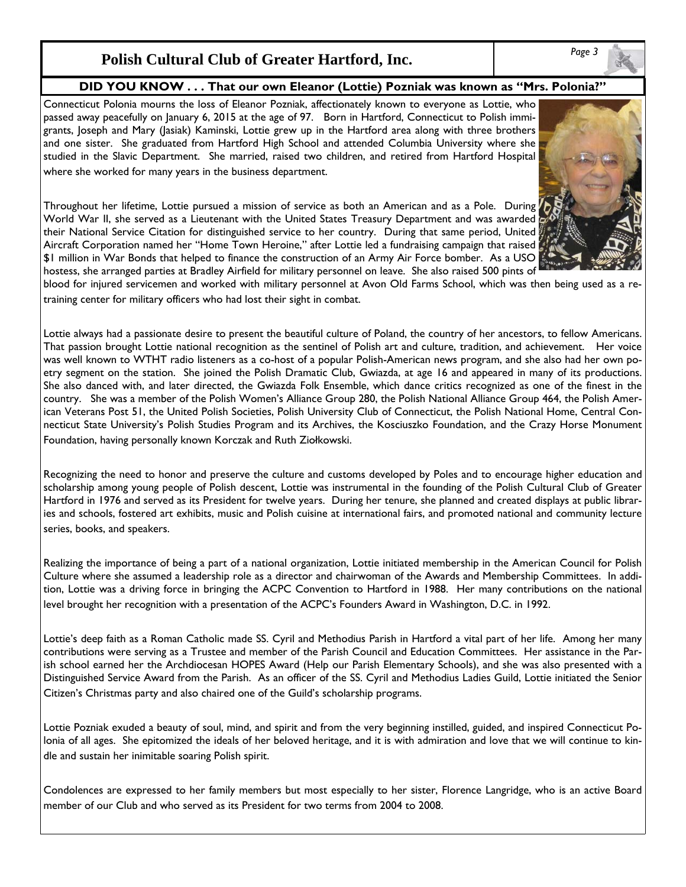## DID YOU KNOW . . . That our own Eleanor (Lottie) Pozniak was known as "Mrs. Polonia?"

Connecticut Polonia mourns the loss of Eleanor Pozniak, affectionately known to everyone as Lottie, who passed away peacefully on January 6, 2015 at the age of 97. Born in Hartford, Connecticut to Polish immigrants, Joseph and Mary (Jasiak) Kaminski, Lottie grew up in the Hartford area along with three brothers and one sister. She graduated from Hartford High School and attended Columbia University where she studied in the Slavic Department. She married, raised two children, and retired from Hartford Hospital where she worked for many years in the business department.

Throughout her lifetime, Lottie pursued a mission of service as both an American and as a Pole. During World War II, she served as a Lieutenant with the United States Treasury Department and was awarded their National Service Citation for distinguished service to her country. During that same period, United Aircraft Corporation named her "Home Town Heroine," after Lottie led a fundraising campaign that raised $1 million in War Bonds that helped to finance the construction of an Army Air Force bomber. As a USO hostess, she arranged parties at Bradley Airfield for military personnel on leave. She also raised 500 pints of blood for injured servicemen and worked with military personnel at Avon Old Farms School, which was then being used as a retraining center for military officers who had lost their sight in combat.

Lottie always had a passionate desire to present the beautiful culture of Poland, the country of her ancestors, to fellow Americans. That passion brought Lottie national recognition as the sentinel of Polish art and culture, tradition, and achievement. Her voice was well known to WTHT radio listeners as a co-host of a popular Polish-American news program, and she also had her own poetry segment on the station. She joined the Polish Dramatic Club, Gwiazda, at age 16 and appeared in many of its productions. She also danced with, and later directed, the Gwiazda Folk Ensemble, which dance critics recognized as one of the finest in the country. She was a member of the Polish Women's Alliance Group 280, the Polish National Alliance Group 464, the Polish American Veterans Post 51, the United Polish Societies, Polish University Club of Connecticut, the Polish National Home, Central Connecticut State University's Polish Studies Program and its Archives, the Kosciuszko Foundation, and the Crazy Horse Monument Foundation, having personally known Korczak and Ruth Ziołkowski.

Recognizing the need to honor and preserve the culture and customs developed by Poles and to encourage higher education and scholarship among young people of Polish descent, Lottie was instrumental in the founding of the Polish Cultural Club of Greater Hartford in 1976 and served as its President for twelve years. During her tenure, she planned and created displays at public libraries and schools, fostered art exhibits, music and Polish cuisine at international fairs, and promoted national and community lecture series, books, and speakers.

Realizing the importance of being a part of a national organization, Lottie initiated membership in the American Council for Polish Culture where she assumed a leadership role as a director and chairwoman of the Awards and Membership Committees. In addition, Lottie was a driving force in bringing the ACPC Convention to Hartford in 1988. Her many contributions on the national level brought her recognition with a presentation of the ACPC's Founders Award in Washington, D.C. in 1992.

Lottie's deep faith as a Roman Catholic made SS. Cyril and Methodius Parish in Hartford a vital part of her life. Among her many contributions were serving as a Trustee and member of the Parish Council and Education Committees. Her assistance in the Parish school earned her the Archdiocesan HOPES Award (Help our Parish Elementary Schools), and she was also presented with a Distinguished Service Award from the Parish. As an officer of the SS. Cyril and Methodius Ladies Guild, Lottie initiated the Senior Citizen's Christmas party and also chaired one of the Guild's scholarship programs.

Lottie Pozniak exuded a beauty of soul, mind, and spirit and from the very beginning instilled, guided, and inspired Connecticut Polonia of all ages. She epitomized the ideals of her beloved heritage, and it is with admiration and love that we will continue to kindle and sustain her inimitable soaring Polish spirit.

Condolences are expressed to her family members but most especially to her sister, Florence Langridge, who is an active Board member of our Club and who served as its President for two terms from 2004 to 2008.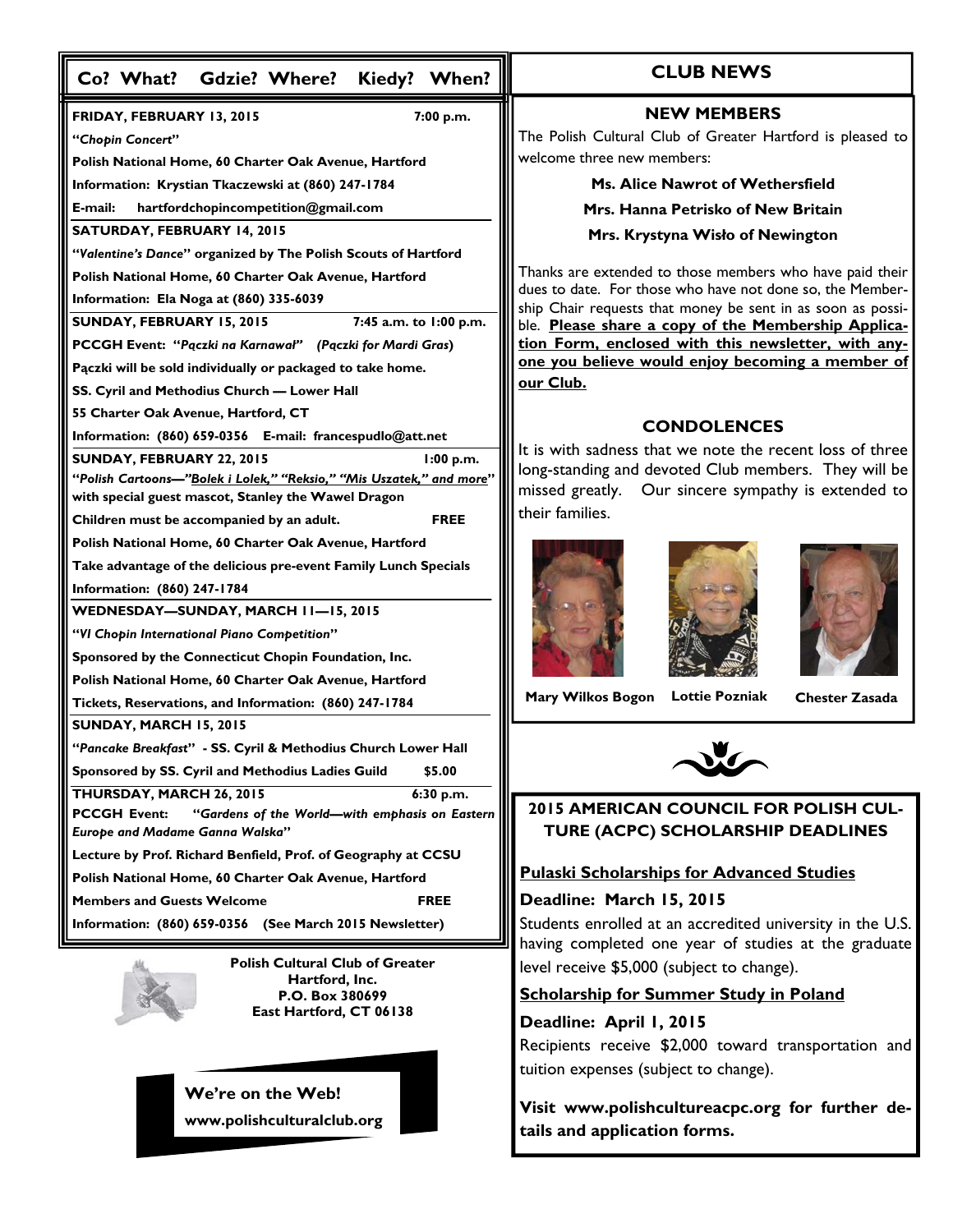## Co? What? Gdzie? Where? Kiedy? When?

**FRIDAY, FEBRUARY 13, 2015** **7:00 p.m.**

**"*Chopin Concert*"**

**Polish National Home, 60 Charter Oak Avenue, Hartford**

**Information: Krystian Tkaczewski at (860) 247-1784**

**E-mail: hartfordchopincompetition@gmail.com**

**SATURDAY, FEBRUARY 14, 2015**

**"*Valentine's Dance*" organized by The Polish Scouts of Hartford**

**Polish National Home, 60 Charter Oak Avenue, Hartford**

**Information: Ela Noga at (860) 335-6039**

**SUNDAY, FEBRUARY 15, 2015** **7:45 a.m. to 1:00 p.m.**

**PCCGH Event: "*Pączki na Karnawał*" (*Pączki for Mardi Gras*)**

**Pączki will be sold individually or packaged to take home.**

**SS. Cyril and Methodius Church — Lower Hall**

**55 Charter Oak Avenue, Hartford, CT**

**Information: (860) 659-0356 E-mail: francespudlo@att.net**

**SUNDAY, FEBRUARY 22, 2015** **1:00 p.m.**

**"*Polish Cartoons—"Bolek i Lolek," "Reksio," "Mis Uszatek," and more*" with special guest mascot, Stanley the Wawel Dragon**

**Children must be accompanied by an adult.** **FREE**

**Polish National Home, 60 Charter Oak Avenue, Hartford**

**Take advantage of the delicious pre-event Family Lunch Specials**

**Information: (860) 247-1784**

**WEDNESDAY—SUNDAY, MARCH 11—15, 2015**

**"*VI Chopin International Piano Competition*"**

**Sponsored by the Connecticut Chopin Foundation, Inc.**

**Polish National Home, 60 Charter Oak Avenue, Hartford**

**Tickets, Reservations, and Information: (860) 247-1784**

**SUNDAY, MARCH 15, 2015**

**"*Pancake Breakfast*" - SS. Cyril & Methodius Church Lower Hall**

**Sponsored by SS. Cyril and Methodius Ladies Guild** **$5.00**

**THURSDAY, MARCH 26, 2015** **6:30 p.m.**

**PCCGH Event: "*Gardens of the World—with emphasis on Eastern Europe and Madame Ganna Walska*"**

**Lecture by Prof. Richard Benfield, Prof. of Geography at CCSU**

**Polish National Home, 60 Charter Oak Avenue, Hartford**

**Members and Guests Welcome** **FREE**

**Information: (860) 659-0356 (See March 2015 Newsletter)**

**Polish Cultural Club of Greater Hartford, Inc.**
**P.O. Box 380699**
**East Hartford, CT 06138**

**We're on the Web!**
**www.polishculturalclub.org**

## CLUB NEWS

### NEW MEMBERS

The Polish Cultural Club of Greater Hartford is pleased to welcome three new members:

**Ms. Alice Nawrot of Wethersfield**

**Mrs. Hanna Petrisko of New Britain**

**Mrs. Krystyna Wisło of Newington**

Thanks are extended to those members who have paid their dues to date. For those who have not done so, the Membership Chair requests that money be sent in as soon as possible. **Please share a copy of the Membership Application Form, enclosed with this newsletter, with anyone you believe would enjoy becoming a member of our Club.**

### CONDOLENCES

It is with sadness that we note the recent loss of three long-standing and devoted Club members. They will be missed greatly. Our sincere sympathy is extended to their families.

**Mary Wilkos Bogon** **Lottie Pozniak** **Chester Zasada**

### 2015 AMERICAN COUNCIL FOR POLISH CULTURE (ACPC) SCHOLARSHIP DEADLINES

**Pulaski Scholarships for Advanced Studies**

**Deadline: March 15, 2015**

Students enrolled at an accredited university in the U.S. having completed one year of studies at the graduate level receive $5,000 (subject to change).

**Scholarship for Summer Study in Poland**

**Deadline: April 1, 2015**

Recipients receive $2,000 toward transportation and tuition expenses (subject to change).

**Visit www.polishcultureacpc.org for further details and application forms.**